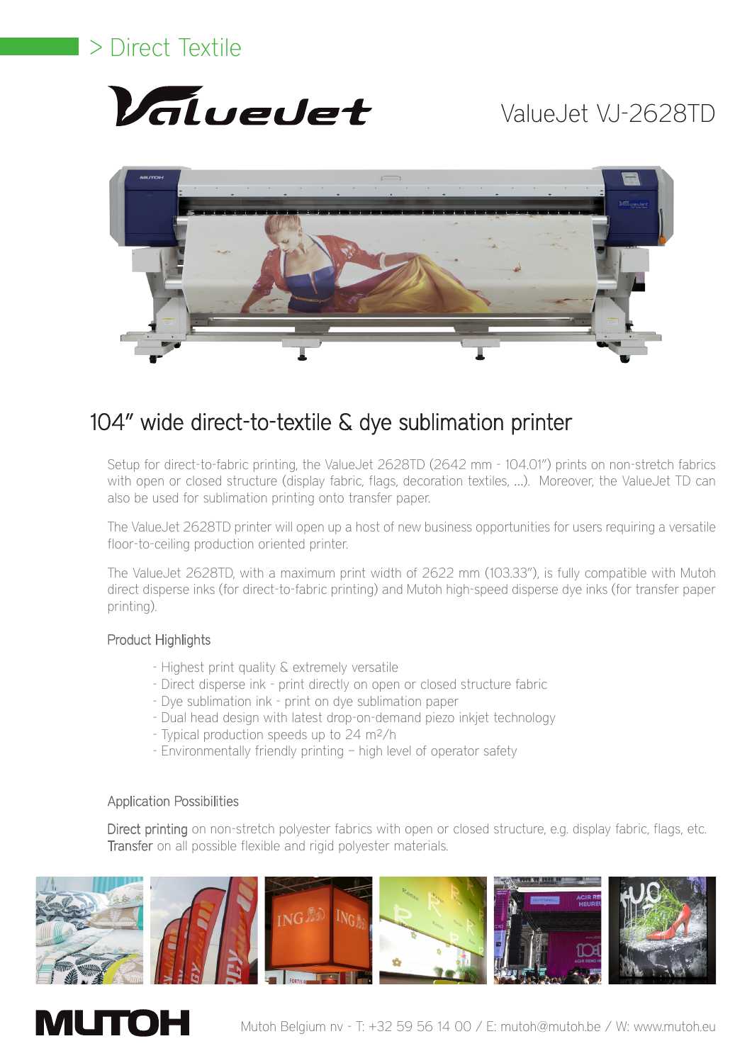> Direct Textile

# ValueJet VJ-2628TD

## 104" wide direct-to-textile & dye sublimation printer

Setup for direct-to-fabric printing, the ValueJet 2628TD (2642 mm - 104.01") prints on non-stretch fabrics with open or closed structure (display fabric, flags, decoration textiles, ...). Moreover, the ValueJet TD can also be used for sublimation printing onto transfer paper.

The ValueJet 2628TD printer will open up a host of new business opportunities for users requiring a versatile floor-to-ceiling production oriented printer.

The ValueJet 2628TD, with a maximum print width of 2622 mm (103.33"), is fully compatible with Mutoh direct disperse inks (for direct-to-fabric printing) and Mutoh high-speed disperse dye inks (for transfer paper printing).

### Product Highlights

- Highest print quality & extremely versatile
- Direct disperse ink - print directly on open or closed structure fabric
- Dye sublimation ink - print on dye sublimation paper
- Dual head design with latest drop-on-demand piezo inkjet technology
- Typical production speeds up to 24 m²/h
- Environmentally friendly printing – high level of operator safety

### Application Possibilities

Direct printing on non-stretch polyester fabrics with open or closed structure, e.g. display fabric, flags, etc.
Transfer on all possible flexible and rigid polyester materials.

MUTOH

Mutoh Belgium nv - T: +32 59 56 14 00 / E: mutoh@mutoh.be / W: www.mutoh.eu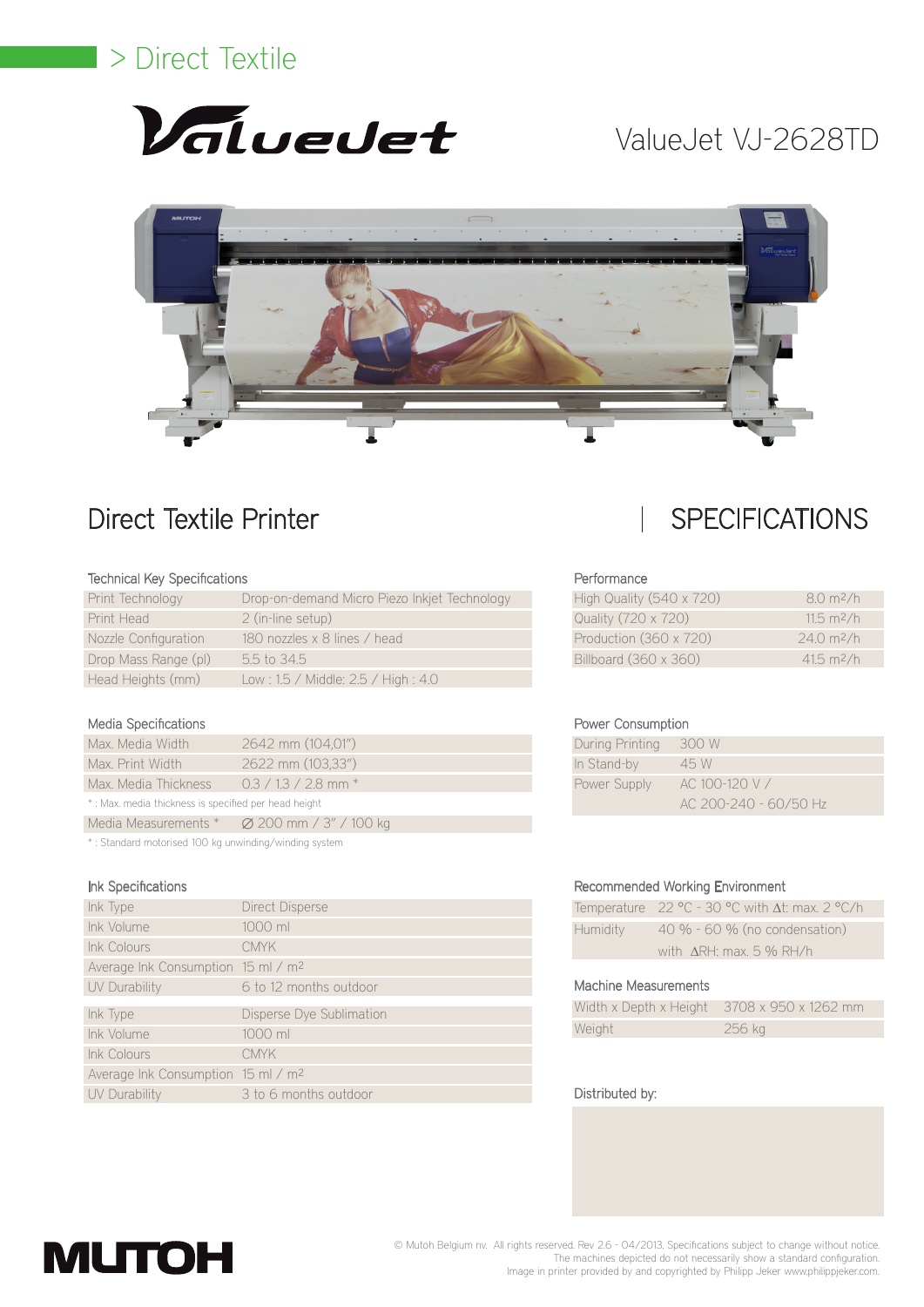> Direct Textile

ValueJet

# ValueJet VJ-2628TD

## Direct Textile Printer

## SPECIFICATIONS

### Technical Key Specifications

| | |
|---|---|
| Print Technology | Drop-on-demand Micro Piezo Inkjet Technology |
| Print Head | 2 (in-line setup) |
| Nozzle Configuration | 180 nozzles x 8 lines / head |
| Drop Mass Range (pl) | 5.5 to 34.5 |
| Head Heights (mm) | Low : 1.5 / Middle: 2.5 / High : 4.0 |

### Media Specifications

| | |
|---|---|
| Max. Media Width | 2642 mm (104,01") |
| Max. Print Width | 2622 mm (103,33") |
| Max. Media Thickness | 0.3 / 1.3 / 2.8 mm * |

* : Max. media thickness is specified per head height

| | |
|---|---|
| Media Measurements * | ⌀ 200 mm / 3" / 100 kg |

* : Standard motorised 100 kg unwinding/winding system

### Ink Specifications

| | |
|---|---|
| Ink Type | Direct Disperse |
| Ink Volume | 1000 ml |
| Ink Colours | CMYK |
| Average Ink Consumption | 15 ml / m² |
| UV Durability | 6 to 12 months outdoor |

| | |
|---|---|
| Ink Type | Disperse Dye Sublimation |
| Ink Volume | 1000 ml |
| Ink Colours | CMYK |
| Average Ink Consumption | 15 ml / m² |
| UV Durability | 3 to 6 months outdoor |

### Performance

| | |
|---|---|
| High Quality (540 x 720) | 8.0 m²/h |
| Quality (720 x 720) | 11.5 m²/h |
| Production (360 x 720) | 24.0 m²/h |
| Billboard (360 x 360) | 41.5 m²/h |

### Power Consumption

| | |
|---|---|
| During Printing | 300 W |
| In Stand-by | 45 W |
| Power Supply | AC 100-120 V / AC 200-240 - 60/50 Hz |

### Recommended Working Environment

| | |
|---|---|
| Temperature | 22 °C - 30 °C with Δt: max. 2 °C/h |
| Humidity | 40 % - 60 % (no condensation) with ΔRH: max. 5 % RH/h |

### Machine Measurements

| | |
|---|---|
| Width x Depth x Height | 3708 x 950 x 1262 mm |
| Weight | 256 kg |

Distributed by:

MUTOH

© Mutoh Belgium nv. All rights reserved. Rev 2.6 - 04/2013. Specifications subject to change without notice.
The machines depicted do not necessarily show a standard configuration.
Image in printer provided by and copyrighted by Philipp Jeker www.philippjeker.com.